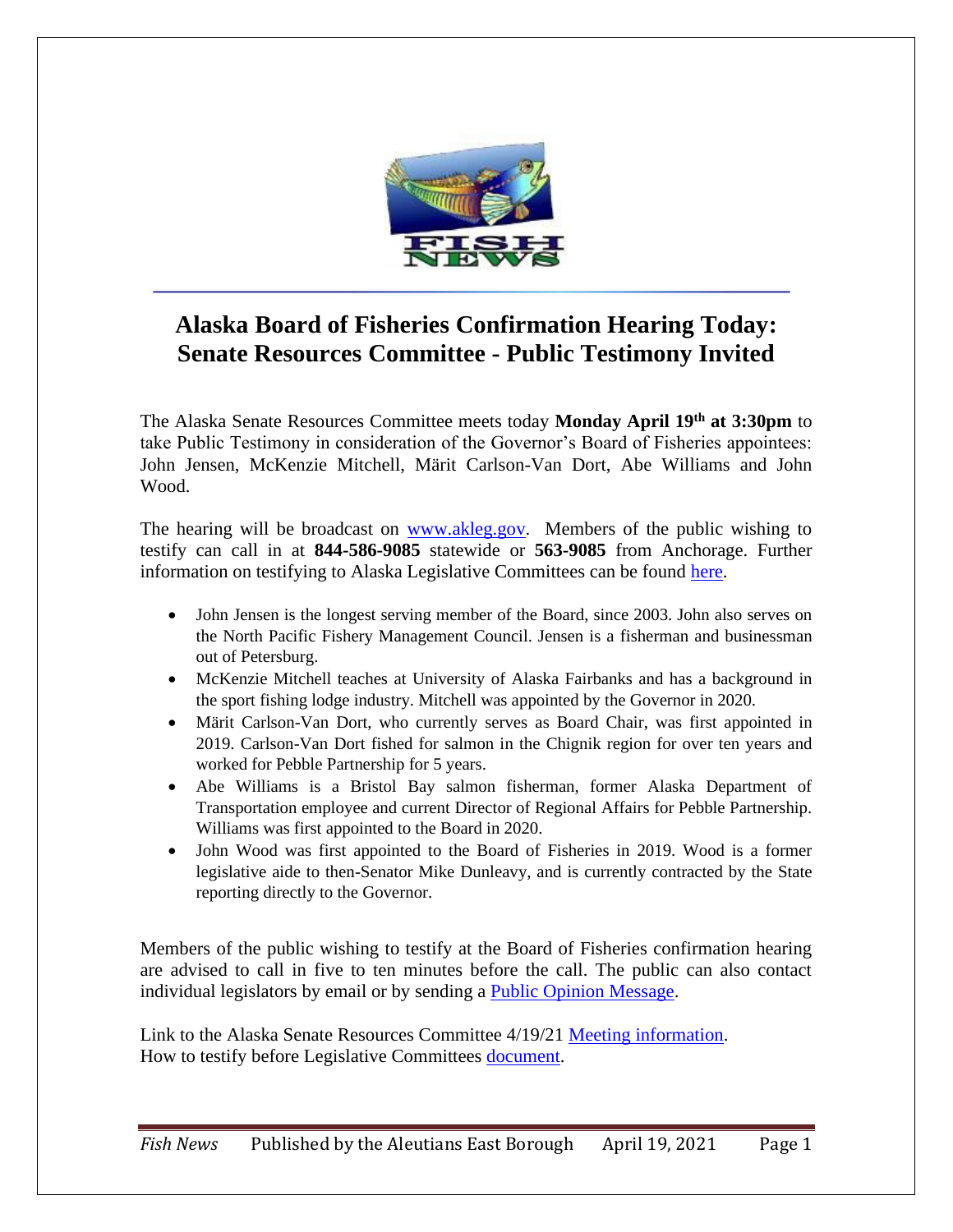# Alaska Board of Fisheries Confirmation Hearing Today: Senate Resources Committee - Public Testimony Invited

The Alaska Senate Resources Committee meets today **Monday April 19th at 3:30pm** to take Public Testimony in consideration of the Governor's Board of Fisheries appointees: John Jensen, McKenzie Mitchell, Märit Carlson-Van Dort, Abe Williams and John Wood.

The hearing will be broadcast on www.akleg.gov. Members of the public wishing to testify can call in at **844-586-9085** statewide or **563-9085** from Anchorage. Further information on testifying to Alaska Legislative Committees can be found here.

- John Jensen is the longest serving member of the Board, since 2003. John also serves on the North Pacific Fishery Management Council. Jensen is a fisherman and businessman out of Petersburg.
- McKenzie Mitchell teaches at University of Alaska Fairbanks and has a background in the sport fishing lodge industry. Mitchell was appointed by the Governor in 2020.
- Märit Carlson-Van Dort, who currently serves as Board Chair, was first appointed in 2019. Carlson-Van Dort fished for salmon in the Chignik region for over ten years and worked for Pebble Partnership for 5 years.
- Abe Williams is a Bristol Bay salmon fisherman, former Alaska Department of Transportation employee and current Director of Regional Affairs for Pebble Partnership. Williams was first appointed to the Board in 2020.
- John Wood was first appointed to the Board of Fisheries in 2019. Wood is a former legislative aide to then-Senator Mike Dunleavy, and is currently contracted by the State reporting directly to the Governor.

Members of the public wishing to testify at the Board of Fisheries confirmation hearing are advised to call in five to ten minutes before the call. The public can also contact individual legislators by email or by sending a Public Opinion Message.

Link to the Alaska Senate Resources Committee 4/19/21 Meeting information.
How to testify before Legislative Committees document.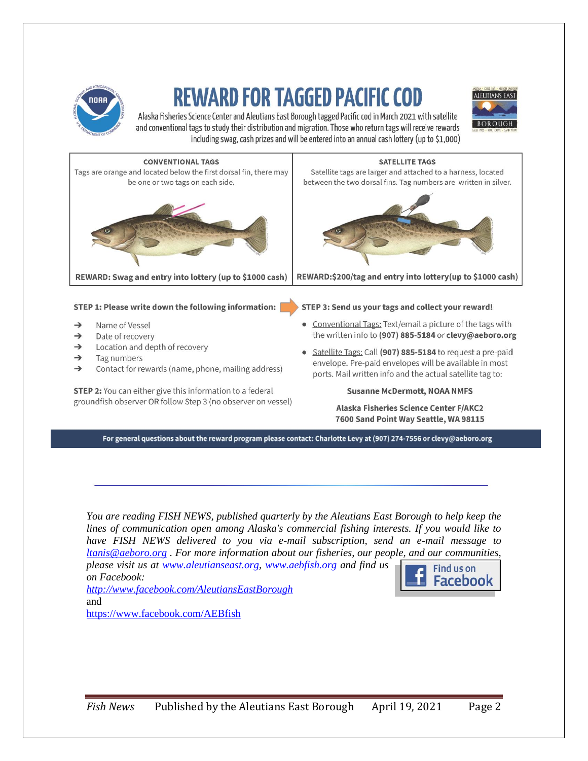# REWARD FOR TAGGED PACIFIC COD

Alaska Fisheries Science Center and Aleutians East Borough tagged Pacific cod in March 2021 with satellite and conventional tags to study their distribution and migration. Those who return tags will receive rewards including swag, cash prizes and will be entered into an annual cash lottery (up to $1,000)

**CONVENTIONAL TAGS**

Tags are orange and located below the first dorsal fin, there may be one or two tags on each side.

**REWARD: Swag and entry into lottery (up to $1000 cash)**

**SATELLITE TAGS**

Satellite tags are larger and attached to a harness, located between the two dorsal fins. Tag numbers are written in silver.

**REWARD:$200/tag and entry into lottery(up to $1000 cash)**

**STEP 1: Please write down the following information:**

- Name of Vessel
- Date of recovery
- Location and depth of recovery
- Tag numbers
- Contact for rewards (name, phone, mailing address)

**STEP 2:** You can either give this information to a federal groundfish observer OR follow Step 3 (no observer on vessel)

**STEP 3: Send us your tags and collect your reward!**

- Conventional Tags: Text/email a picture of the tags with the written info to **(907) 885-5184** or **clevy@aeboro.org**
- Satellite Tags: Call **(907) 885-5184** to request a pre-paid envelope. Pre-paid envelopes will be available in most ports. Mail written info and the actual satellite tag to:

**Susanne McDermott, NOAA NMFS**

**Alaska Fisheries Science Center F/AKC2**
**7600 Sand Point Way Seattle, WA 98115**

**For general questions about the reward program please contact: Charlotte Levy at (907) 274-7556 or clevy@aeboro.org**

---

*You are reading FISH NEWS, published quarterly by the Aleutians East Borough to help keep the lines of communication open among Alaska's commercial fishing interests. If you would like to have FISH NEWS delivered to you via e-mail subscription, send an e-mail message to [ltanis@aeboro.org](mailto:ltanis@aeboro.org) . For more information about our fisheries, our people, and our communities, please visit us at [www.aleutianseast.org](http://www.aleutianseast.org), [www.aebfish.org](http://www.aebfish.org) and find us on Facebook:*

*[http://www.facebook.com/AleutiansEastBorough](http://www.facebook.com/AleutiansEastBorough)*

and

[https://www.facebook.com/AEBfish](https://www.facebook.com/AEBfish)

Find us on Facebook